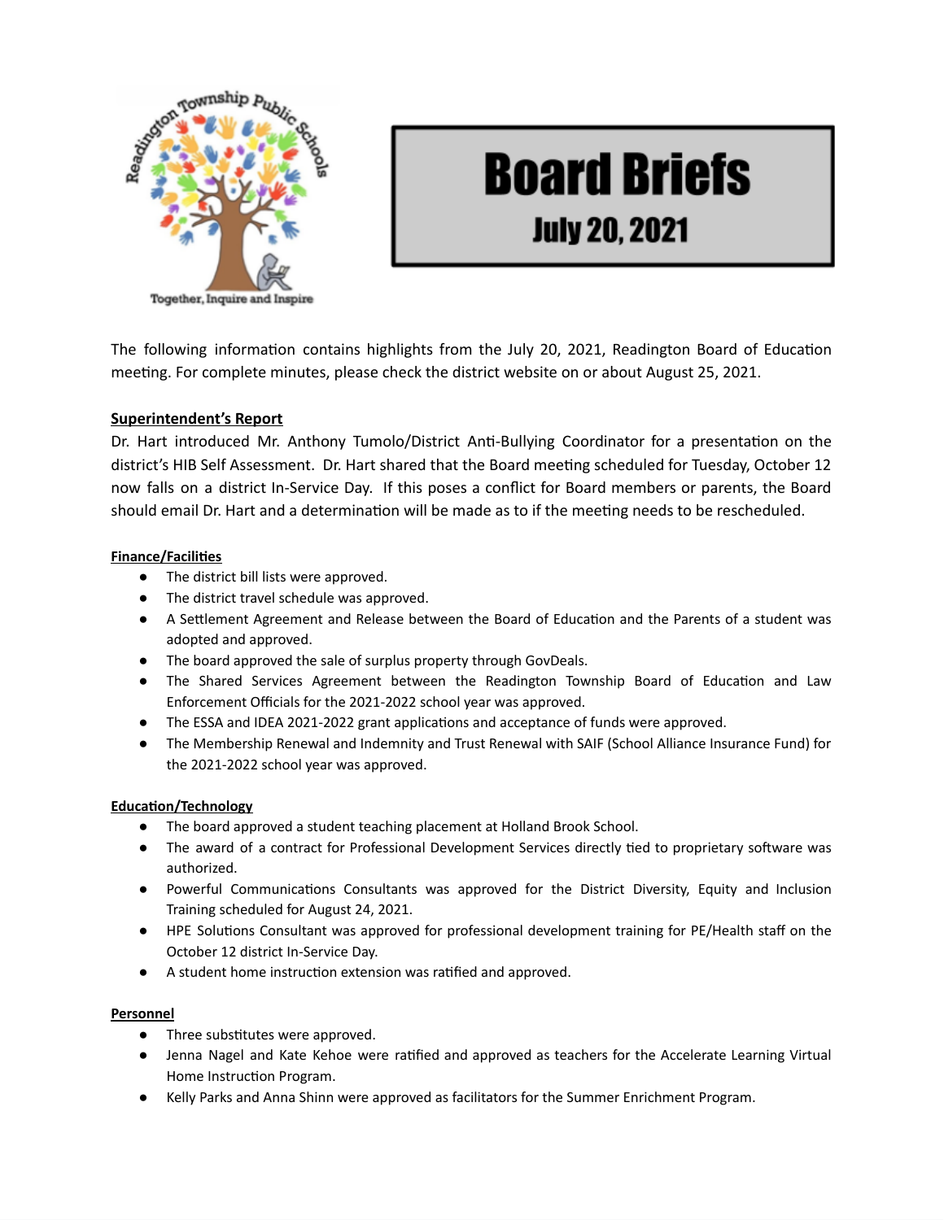Readington Township Public Schools

Together, Inquire and Inspire

# Board Briefs

## July 20, 2021

The following information contains highlights from the July 20, 2021, Readington Board of Education meeting. For complete minutes, please check the district website on or about August 25, 2021.

**Superintendent's Report**

Dr. Hart introduced Mr. Anthony Tumolo/District Anti-Bullying Coordinator for a presentation on the district's HIB Self Assessment. Dr. Hart shared that the Board meeting scheduled for Tuesday, October 12 now falls on a district In-Service Day. If this poses a conflict for Board members or parents, the Board should email Dr. Hart and a determination will be made as to if the meeting needs to be rescheduled.

**Finance/Facilities**

- The district bill lists were approved.
- The district travel schedule was approved.
- A Settlement Agreement and Release between the Board of Education and the Parents of a student was adopted and approved.
- The board approved the sale of surplus property through GovDeals.
- The Shared Services Agreement between the Readington Township Board of Education and Law Enforcement Officials for the 2021-2022 school year was approved.
- The ESSA and IDEA 2021-2022 grant applications and acceptance of funds were approved.
- The Membership Renewal and Indemnity and Trust Renewal with SAIF (School Alliance Insurance Fund) for the 2021-2022 school year was approved.

**Education/Technology**

- The board approved a student teaching placement at Holland Brook School.
- The award of a contract for Professional Development Services directly tied to proprietary software was authorized.
- Powerful Communications Consultants was approved for the District Diversity, Equity and Inclusion Training scheduled for August 24, 2021.
- HPE Solutions Consultant was approved for professional development training for PE/Health staff on the October 12 district In-Service Day.
- A student home instruction extension was ratified and approved.

**Personnel**

- Three substitutes were approved.
- Jenna Nagel and Kate Kehoe were ratified and approved as teachers for the Accelerate Learning Virtual Home Instruction Program.
- Kelly Parks and Anna Shinn were approved as facilitators for the Summer Enrichment Program.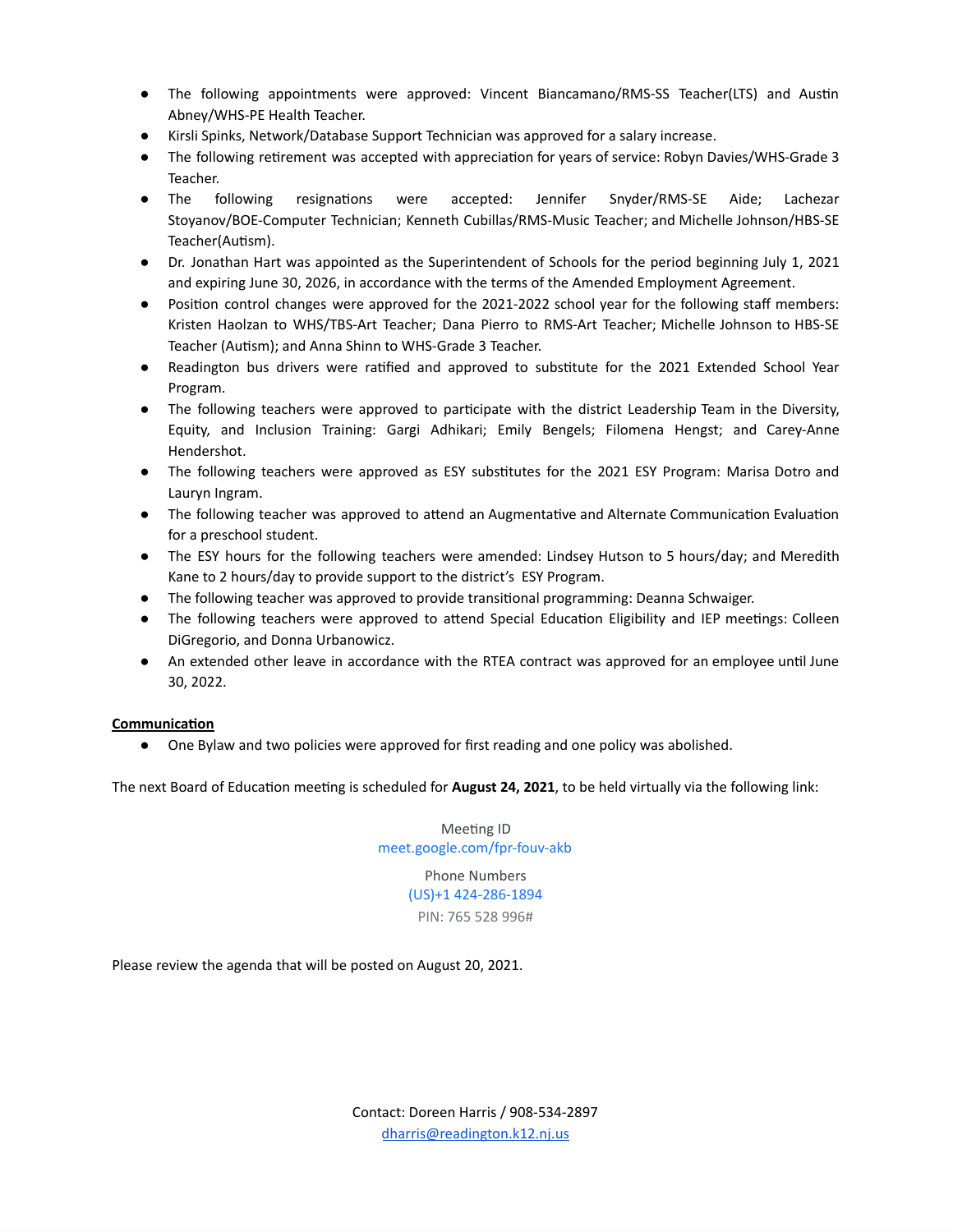- The following appointments were approved: Vincent Biancamano/RMS-SS Teacher(LTS) and Austin Abney/WHS-PE Health Teacher.
- Kirsli Spinks, Network/Database Support Technician was approved for a salary increase.
- The following retirement was accepted with appreciation for years of service: Robyn Davies/WHS-Grade 3 Teacher.
- The following resignations were accepted: Jennifer Snyder/RMS-SE Aide; Lachezar Stoyanov/BOE-Computer Technician; Kenneth Cubillas/RMS-Music Teacher; and Michelle Johnson/HBS-SE Teacher(Autism).
- Dr. Jonathan Hart was appointed as the Superintendent of Schools for the period beginning July 1, 2021 and expiring June 30, 2026, in accordance with the terms of the Amended Employment Agreement.
- Position control changes were approved for the 2021-2022 school year for the following staff members: Kristen Haolzan to WHS/TBS-Art Teacher; Dana Pierro to RMS-Art Teacher; Michelle Johnson to HBS-SE Teacher (Autism); and Anna Shinn to WHS-Grade 3 Teacher.
- Readington bus drivers were ratified and approved to substitute for the 2021 Extended School Year Program.
- The following teachers were approved to participate with the district Leadership Team in the Diversity, Equity, and Inclusion Training: Gargi Adhikari; Emily Bengels; Filomena Hengst; and Carey-Anne Hendershot.
- The following teachers were approved as ESY substitutes for the 2021 ESY Program: Marisa Dotro and Lauryn Ingram.
- The following teacher was approved to attend an Augmentative and Alternate Communication Evaluation for a preschool student.
- The ESY hours for the following teachers were amended: Lindsey Hutson to 5 hours/day; and Meredith Kane to 2 hours/day to provide support to the district's ESY Program.
- The following teacher was approved to provide transitional programming: Deanna Schwaiger.
- The following teachers were approved to attend Special Education Eligibility and IEP meetings: Colleen DiGregorio, and Donna Urbanowicz.
- An extended other leave in accordance with the RTEA contract was approved for an employee until June 30, 2022.

**Communication**

- One Bylaw and two policies were approved for first reading and one policy was abolished.

The next Board of Education meeting is scheduled for **August 24, 2021**, to be held virtually via the following link:

Meeting ID
meet.google.com/fpr-fouv-akb

Phone Numbers
(US)+1 424-286-1894
PIN: 765 528 996#

Please review the agenda that will be posted on August 20, 2021.

Contact: Doreen Harris / 908-534-2897
dharris@readington.k12.nj.us